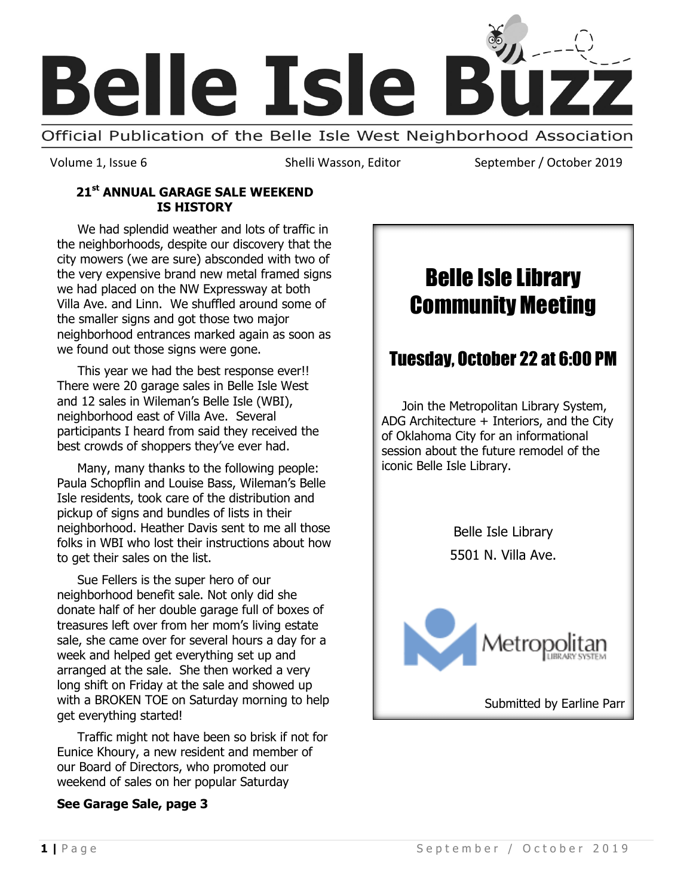# Belle Isle Buzz

Official Publication of the Belle Isle West Neighborhood Association

Volume 1, Issue 6 | Shelli Wasson, Editor | September / October 2019

## 21st ANNUAL GARAGE SALE WEEKEND IS HISTORY

We had splendid weather and lots of traffic in the neighborhoods, despite our discovery that the city mowers (we are sure) absconded with two of the very expensive brand new metal framed signs we had placed on the NW Expressway at both Villa Ave. and Linn. We shuffled around some of the smaller signs and got those two major neighborhood entrances marked again as soon as we found out those signs were gone.

This year we had the best response ever!! There were 20 garage sales in Belle Isle West and 12 sales in Wileman's Belle Isle (WBI), neighborhood east of Villa Ave. Several participants I heard from said they received the best crowds of shoppers they've ever had.

Many, many thanks to the following people: Paula Schopflin and Louise Bass, Wileman's Belle Isle residents, took care of the distribution and pickup of signs and bundles of lists in their neighborhood. Heather Davis sent to me all those folks in WBI who lost their instructions about how to get their sales on the list.

Sue Fellers is the super hero of our neighborhood benefit sale. Not only did she donate half of her double garage full of boxes of treasures left over from her mom's living estate sale, she came over for several hours a day for a week and helped get everything set up and arranged at the sale. She then worked a very long shift on Friday at the sale and showed up with a BROKEN TOE on Saturday morning to help get everything started!

Traffic might not have been so brisk if not for Eunice Khoury, a new resident and member of our Board of Directors, who promoted our weekend of sales on her popular Saturday

**See Garage Sale, page 3**

## Belle Isle Library Community Meeting

### Tuesday, October 22 at 6:00 PM

Join the Metropolitan Library System, ADG Architecture + Interiors, and the City of Oklahoma City for an informational session about the future remodel of the iconic Belle Isle Library.

Belle Isle Library
5501 N. Villa Ave.

Metropolitan Library System

Submitted by Earline Parr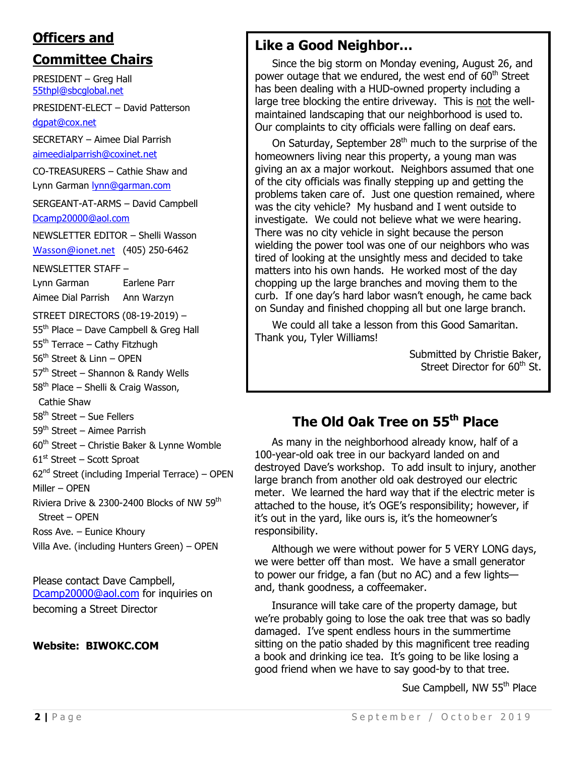## Officers and Committee Chairs

PRESIDENT – Greg Hall
55thpl@sbcglobal.net

PRESIDENT-ELECT – David Patterson
dgpat@cox.net

SECRETARY – Aimee Dial Parrish
aimeedialparrish@coxinet.net

CO-TREASURERS – Cathie Shaw and Lynn Garman lynn@garman.com

SERGEANT-AT-ARMS – David Campbell
Dcamp20000@aol.com

NEWSLETTER EDITOR – Shelli Wasson
Wasson@ionet.net (405) 250-6462

NEWSLETTER STAFF –
Lynn Garman    Earlene Parr
Aimee Dial Parrish    Ann Warzyn

STREET DIRECTORS (08-19-2019) –
55th Place – Dave Campbell & Greg Hall
55th Terrace – Cathy Fitzhugh
56th Street & Linn – OPEN
57th Street – Shannon & Randy Wells
58th Place – Shelli & Craig Wasson, Cathie Shaw
58th Street – Sue Fellers
59th Street – Aimee Parrish
60th Street – Christie Baker & Lynne Womble
61st Street – Scott Sproat
62nd Street (including Imperial Terrace) – OPEN
Miller – OPEN
Riviera Drive & 2300-2400 Blocks of NW 59th Street – OPEN
Ross Ave. – Eunice Khoury
Villa Ave. (including Hunters Green) – OPEN

Please contact Dave Campbell, Dcamp20000@aol.com for inquiries on becoming a Street Director

**Website: BIWOKC.COM**

## Like a Good Neighbor…

Since the big storm on Monday evening, August 26, and power outage that we endured, the west end of 60th Street has been dealing with a HUD-owned property including a large tree blocking the entire driveway. This is not the well-maintained landscaping that our neighborhood is used to. Our complaints to city officials were falling on deaf ears.

On Saturday, September 28th much to the surprise of the homeowners living near this property, a young man was giving an ax a major workout. Neighbors assumed that one of the city officials was finally stepping up and getting the problems taken care of. Just one question remained, where was the city vehicle? My husband and I went outside to investigate. We could not believe what we were hearing. There was no city vehicle in sight because the person wielding the power tool was one of our neighbors who was tired of looking at the unsightly mess and decided to take matters into his own hands. He worked most of the day chopping up the large branches and moving them to the curb. If one day's hard labor wasn't enough, he came back on Sunday and finished chopping all but one large branch.

We could all take a lesson from this Good Samaritan. Thank you, Tyler Williams!

Submitted by Christie Baker,
Street Director for 60th St.

## The Old Oak Tree on 55th Place

As many in the neighborhood already know, half of a 100-year-old oak tree in our backyard landed on and destroyed Dave's workshop. To add insult to injury, another large branch from another old oak destroyed our electric meter. We learned the hard way that if the electric meter is attached to the house, it's OGE's responsibility; however, if it's out in the yard, like ours is, it's the homeowner's responsibility.

Although we were without power for 5 VERY LONG days, we were better off than most. We have a small generator to power our fridge, a fan (but no AC) and a few lights—and, thank goodness, a coffeemaker.

Insurance will take care of the property damage, but we're probably going to lose the oak tree that was so badly damaged. I've spent endless hours in the summertime sitting on the patio shaded by this magnificent tree reading a book and drinking ice tea. It's going to be like losing a good friend when we have to say good-by to that tree.

Sue Campbell, NW 55th Place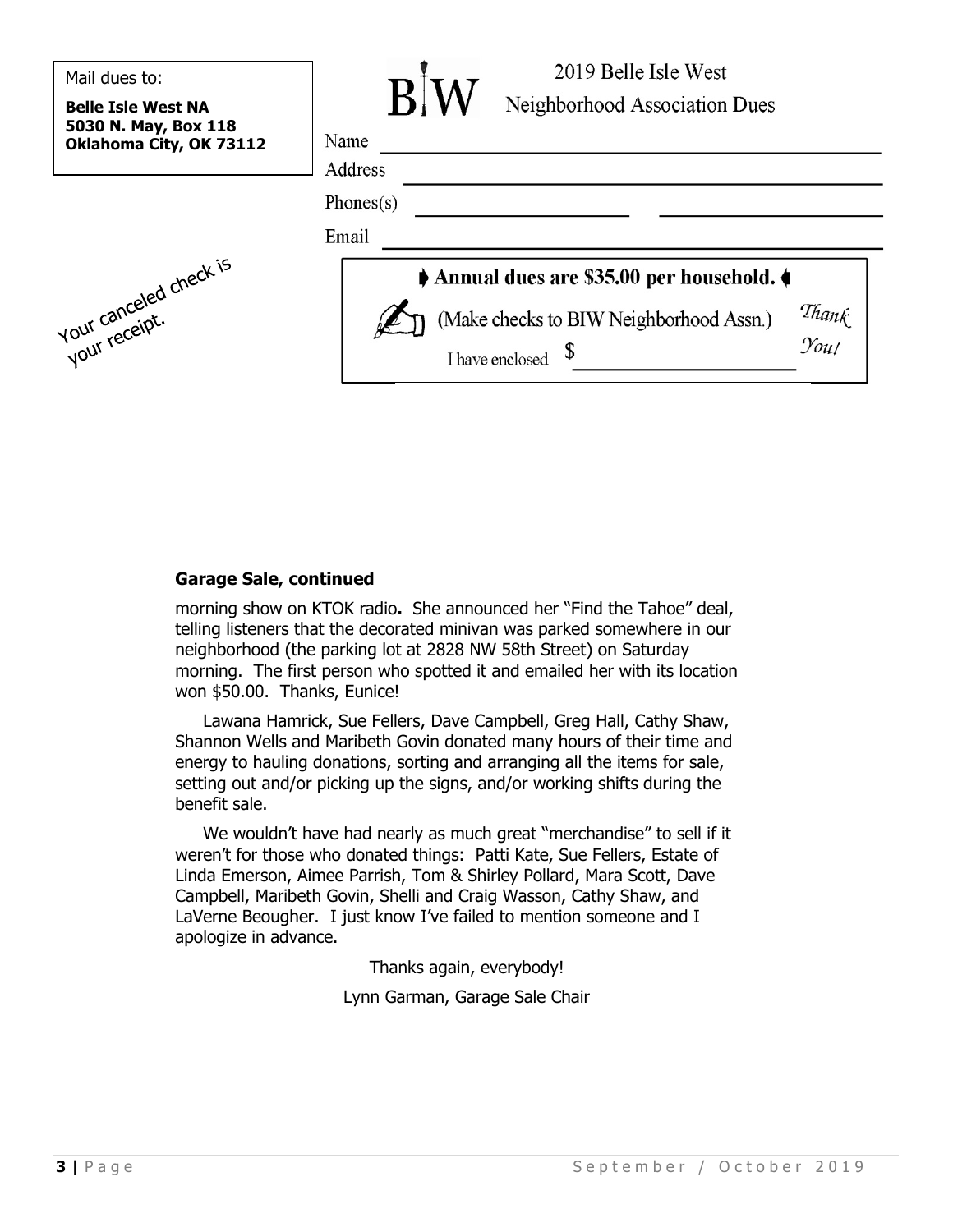Mail dues to:

**Belle Isle West NA**
**5030 N. May, Box 118**
**Oklahoma City, OK 73112**

Your canceled check is your receipt.

BIW

2019 Belle Isle West
Neighborhood Association Dues

Name ______________________________

Address ______________________________

Phones(s) ______________ ______________

Email ______________________________

**Annual dues are $35.00 per household.**

(Make checks to BIW Neighborhood Assn.)

I have enclosed $ ______________

*Thank You!*

**Garage Sale, continued**

morning show on KTOK radio**.** She announced her "Find the Tahoe" deal, telling listeners that the decorated minivan was parked somewhere in our neighborhood (the parking lot at 2828 NW 58th Street) on Saturday morning. The first person who spotted it and emailed her with its location won $50.00. Thanks, Eunice!

Lawana Hamrick, Sue Fellers, Dave Campbell, Greg Hall, Cathy Shaw, Shannon Wells and Maribeth Govin donated many hours of their time and energy to hauling donations, sorting and arranging all the items for sale, setting out and/or picking up the signs, and/or working shifts during the benefit sale.

We wouldn't have had nearly as much great "merchandise" to sell if it weren't for those who donated things: Patti Kate, Sue Fellers, Estate of Linda Emerson, Aimee Parrish, Tom & Shirley Pollard, Mara Scott, Dave Campbell, Maribeth Govin, Shelli and Craig Wasson, Cathy Shaw, and LaVerne Beougher. I just know I've failed to mention someone and I apologize in advance.

Thanks again, everybody!

Lynn Garman, Garage Sale Chair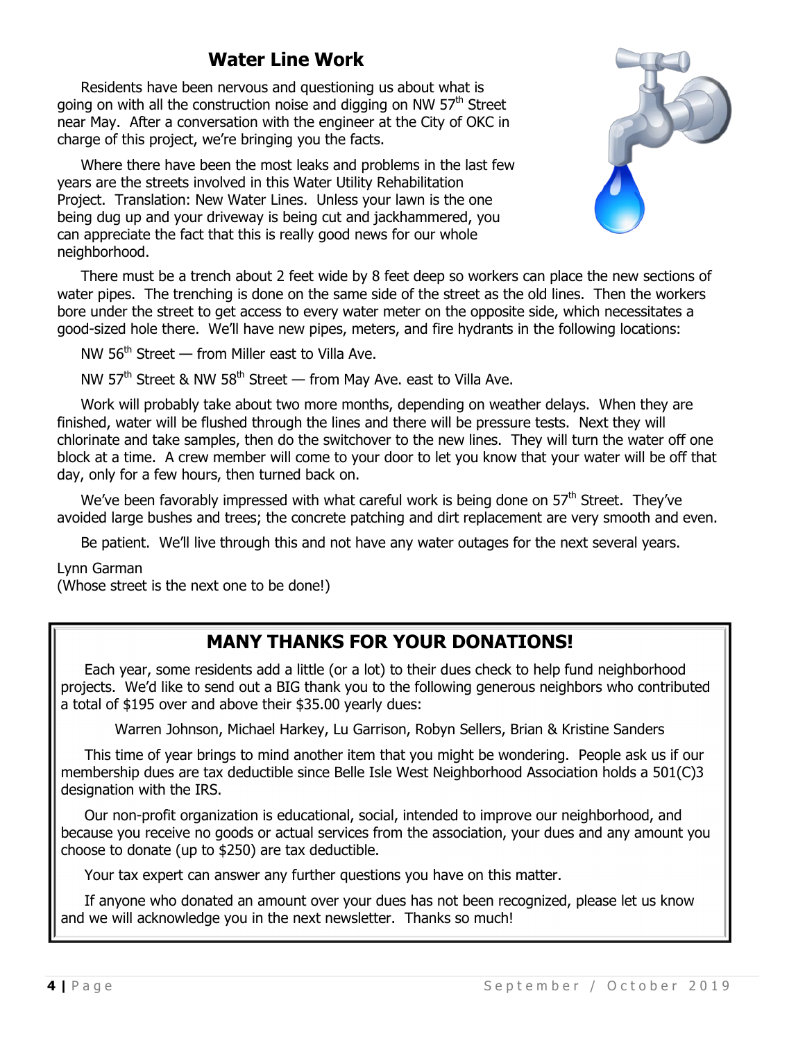## Water Line Work

Residents have been nervous and questioning us about what is going on with all the construction noise and digging on NW 57th Street near May. After a conversation with the engineer at the City of OKC in charge of this project, we're bringing you the facts.

Where there have been the most leaks and problems in the last few years are the streets involved in this Water Utility Rehabilitation Project. Translation: New Water Lines. Unless your lawn is the one being dug up and your driveway is being cut and jackhammered, you can appreciate the fact that this is really good news for our whole neighborhood.

There must be a trench about 2 feet wide by 8 feet deep so workers can place the new sections of water pipes. The trenching is done on the same side of the street as the old lines. Then the workers bore under the street to get access to every water meter on the opposite side, which necessitates a good-sized hole there. We'll have new pipes, meters, and fire hydrants in the following locations:

NW 56th Street — from Miller east to Villa Ave.

NW 57th Street & NW 58th Street — from May Ave. east to Villa Ave.

Work will probably take about two more months, depending on weather delays. When they are finished, water will be flushed through the lines and there will be pressure tests. Next they will chlorinate and take samples, then do the switchover to the new lines. They will turn the water off one block at a time. A crew member will come to your door to let you know that your water will be off that day, only for a few hours, then turned back on.

We've been favorably impressed with what careful work is being done on 57th Street. They've avoided large bushes and trees; the concrete patching and dirt replacement are very smooth and even.

Be patient. We'll live through this and not have any water outages for the next several years.

Lynn Garman
(Whose street is the next one to be done!)

## MANY THANKS FOR YOUR DONATIONS!

Each year, some residents add a little (or a lot) to their dues check to help fund neighborhood projects. We'd like to send out a BIG thank you to the following generous neighbors who contributed a total of $195 over and above their $35.00 yearly dues:

Warren Johnson, Michael Harkey, Lu Garrison, Robyn Sellers, Brian & Kristine Sanders

This time of year brings to mind another item that you might be wondering. People ask us if our membership dues are tax deductible since Belle Isle West Neighborhood Association holds a 501(C)3 designation with the IRS.

Our non-profit organization is educational, social, intended to improve our neighborhood, and because you receive no goods or actual services from the association, your dues and any amount you choose to donate (up to $250) are tax deductible.

Your tax expert can answer any further questions you have on this matter.

If anyone who donated an amount over your dues has not been recognized, please let us know and we will acknowledge you in the next newsletter. Thanks so much!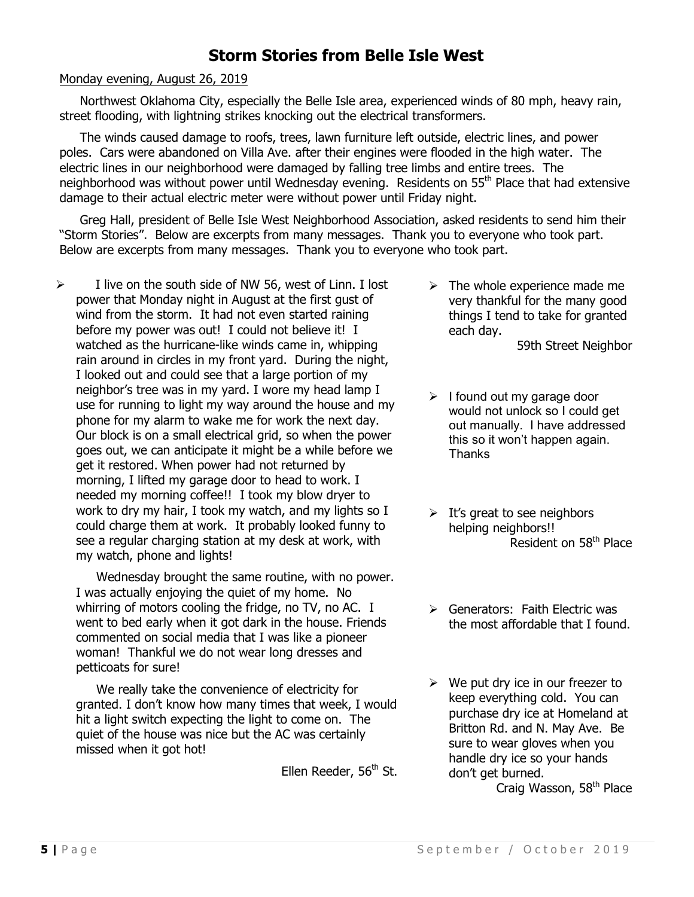# Storm Stories from Belle Isle West

Monday evening, August 26, 2019

Northwest Oklahoma City, especially the Belle Isle area, experienced winds of 80 mph, heavy rain, street flooding, with lightning strikes knocking out the electrical transformers.

The winds caused damage to roofs, trees, lawn furniture left outside, electric lines, and power poles. Cars were abandoned on Villa Ave. after their engines were flooded in the high water. The electric lines in our neighborhood were damaged by falling tree limbs and entire trees. The neighborhood was without power until Wednesday evening. Residents on 55th Place that had extensive damage to their actual electric meter were without power until Friday night.

Greg Hall, president of Belle Isle West Neighborhood Association, asked residents to send him their "Storm Stories". Below are excerpts from many messages. Thank you to everyone who took part. Below are excerpts from many messages. Thank you to everyone who took part.

- I live on the south side of NW 56, west of Linn. I lost power that Monday night in August at the first gust of wind from the storm. It had not even started raining before my power was out! I could not believe it! I watched as the hurricane-like winds came in, whipping rain around in circles in my front yard. During the night, I looked out and could see that a large portion of my neighbor's tree was in my yard. I wore my head lamp I use for running to light my way around the house and my phone for my alarm to wake me for work the next day. Our block is on a small electrical grid, so when the power goes out, we can anticipate it might be a while before we get it restored. When power had not returned by morning, I lifted my garage door to head to work. I needed my morning coffee!! I took my blow dryer to work to dry my hair, I took my watch, and my lights so I could charge them at work. It probably looked funny to see a regular charging station at my desk at work, with my watch, phone and lights!

  Wednesday brought the same routine, with no power. I was actually enjoying the quiet of my home. No whirring of motors cooling the fridge, no TV, no AC. I went to bed early when it got dark in the house. Friends commented on social media that I was like a pioneer woman! Thankful we do not wear long dresses and petticoats for sure!

  We really take the convenience of electricity for granted. I don't know how many times that week, I would hit a light switch expecting the light to come on. The quiet of the house was nice but the AC was certainly missed when it got hot!

  Ellen Reeder, 56th St.

- The whole experience made me very thankful for the many good things I tend to take for granted each day.

  59th Street Neighbor

- I found out my garage door would not unlock so I could get out manually. I have addressed this so it won't happen again. Thanks

- It's great to see neighbors helping neighbors!!

  Resident on 58th Place

- Generators: Faith Electric was the most affordable that I found.

- We put dry ice in our freezer to keep everything cold. You can purchase dry ice at Homeland at Britton Rd. and N. May Ave. Be sure to wear gloves when you handle dry ice so your hands don't get burned.

  Craig Wasson, 58th Place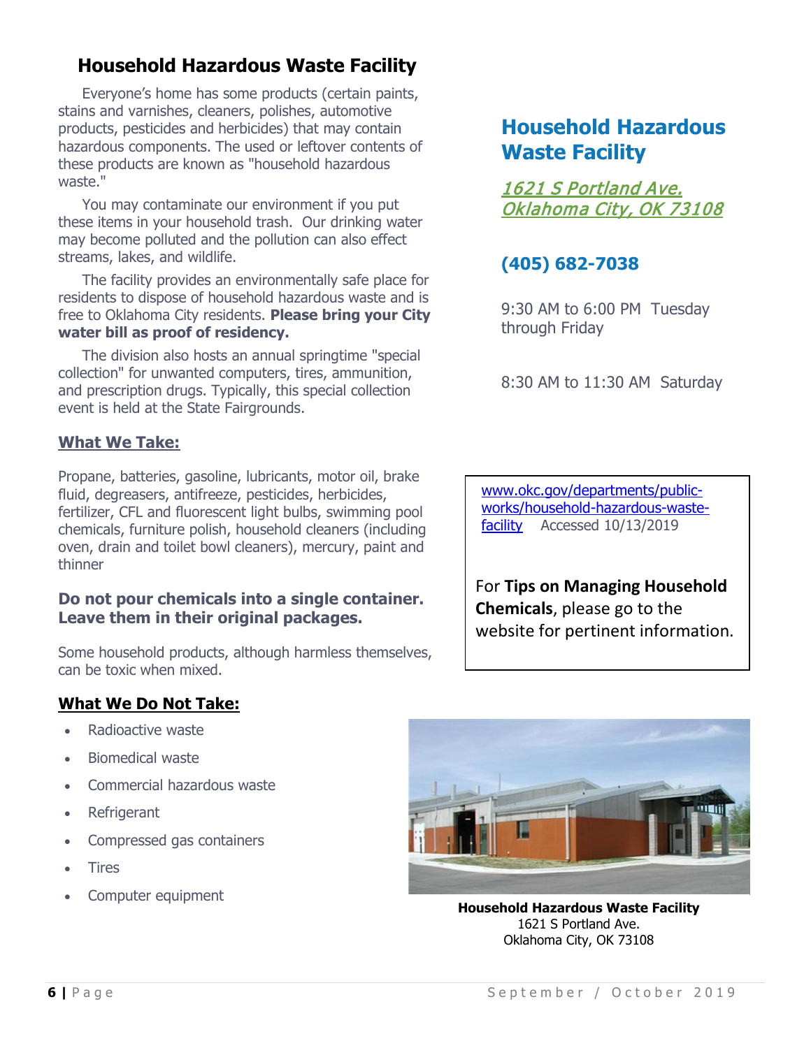## Household Hazardous Waste Facility

Everyone's home has some products (certain paints, stains and varnishes, cleaners, polishes, automotive products, pesticides and herbicides) that may contain hazardous components. The used or leftover contents of these products are known as "household hazardous waste."

You may contaminate our environment if you put these items in your household trash. Our drinking water may become polluted and the pollution can also effect streams, lakes, and wildlife.

The facility provides an environmentally safe place for residents to dispose of household hazardous waste and is free to Oklahoma City residents. **Please bring your City water bill as proof of residency.**

The division also hosts an annual springtime "special collection" for unwanted computers, tires, ammunition, and prescription drugs. Typically, this special collection event is held at the State Fairgrounds.

### What We Take:

Propane, batteries, gasoline, lubricants, motor oil, brake fluid, degreasers, antifreeze, pesticides, herbicides, fertilizer, CFL and fluorescent light bulbs, swimming pool chemicals, furniture polish, household cleaners (including oven, drain and toilet bowl cleaners), mercury, paint and thinner

**Do not pour chemicals into a single container. Leave them in their original packages.**

Some household products, although harmless themselves, can be toxic when mixed.

### What We Do Not Take:

- Radioactive waste
- Biomedical waste
- Commercial hazardous waste
- Refrigerant
- Compressed gas containers
- Tires
- Computer equipment

## Household Hazardous Waste Facility

*1621 S Portland Ave.*
*Oklahoma City, OK 73108*

**(405) 682-7038**

9:30 AM to 6:00 PM Tuesday through Friday

8:30 AM to 11:30 AM Saturday

www.okc.gov/departments/public-works/household-hazardous-waste-facility Accessed 10/13/2019

For **Tips on Managing Household Chemicals**, please go to the website for pertinent information.

**Household Hazardous Waste Facility**
1621 S Portland Ave.
Oklahoma City, OK 73108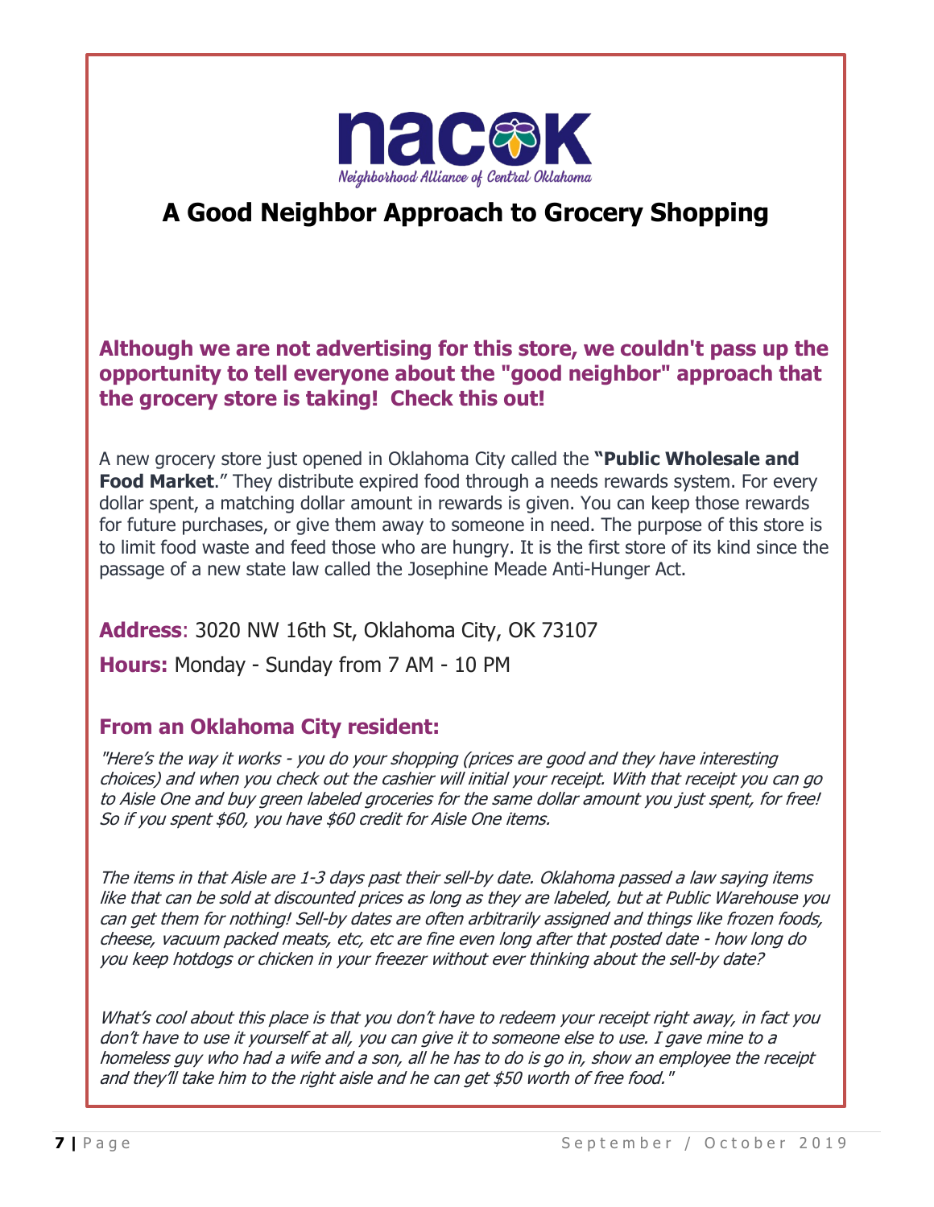**nacok**

*Neighborhood Alliance of Central Oklahoma*

# A Good Neighbor Approach to Grocery Shopping

### Although we are not advertising for this store, we couldn't pass up the opportunity to tell everyone about the "good neighbor" approach that the grocery store is taking! Check this out!

A new grocery store just opened in Oklahoma City called the **"Public Wholesale and Food Market**." They distribute expired food through a needs rewards system. For every dollar spent, a matching dollar amount in rewards is given. You can keep those rewards for future purchases, or give them away to someone in need. The purpose of this store is to limit food waste and feed those who are hungry. It is the first store of its kind since the passage of a new state law called the Josephine Meade Anti-Hunger Act.

**Address**: 3020 NW 16th St, Oklahoma City, OK 73107

**Hours:** Monday - Sunday from 7 AM - 10 PM

### From an Oklahoma City resident:

*"Here's the way it works - you do your shopping (prices are good and they have interesting choices) and when you check out the cashier will initial your receipt. With that receipt you can go to Aisle One and buy green labeled groceries for the same dollar amount you just spent, for free! So if you spent $60, you have $60 credit for Aisle One items.*

*The items in that Aisle are 1-3 days past their sell-by date. Oklahoma passed a law saying items like that can be sold at discounted prices as long as they are labeled, but at Public Warehouse you can get them for nothing! Sell-by dates are often arbitrarily assigned and things like frozen foods, cheese, vacuum packed meats, etc, etc are fine even long after that posted date - how long do you keep hotdogs or chicken in your freezer without ever thinking about the sell-by date?*

*What's cool about this place is that you don't have to redeem your receipt right away, in fact you don't have to use it yourself at all, you can give it to someone else to use. I gave mine to a homeless guy who had a wife and a son, all he has to do is go in, show an employee the receipt and they'll take him to the right aisle and he can get $50 worth of free food."*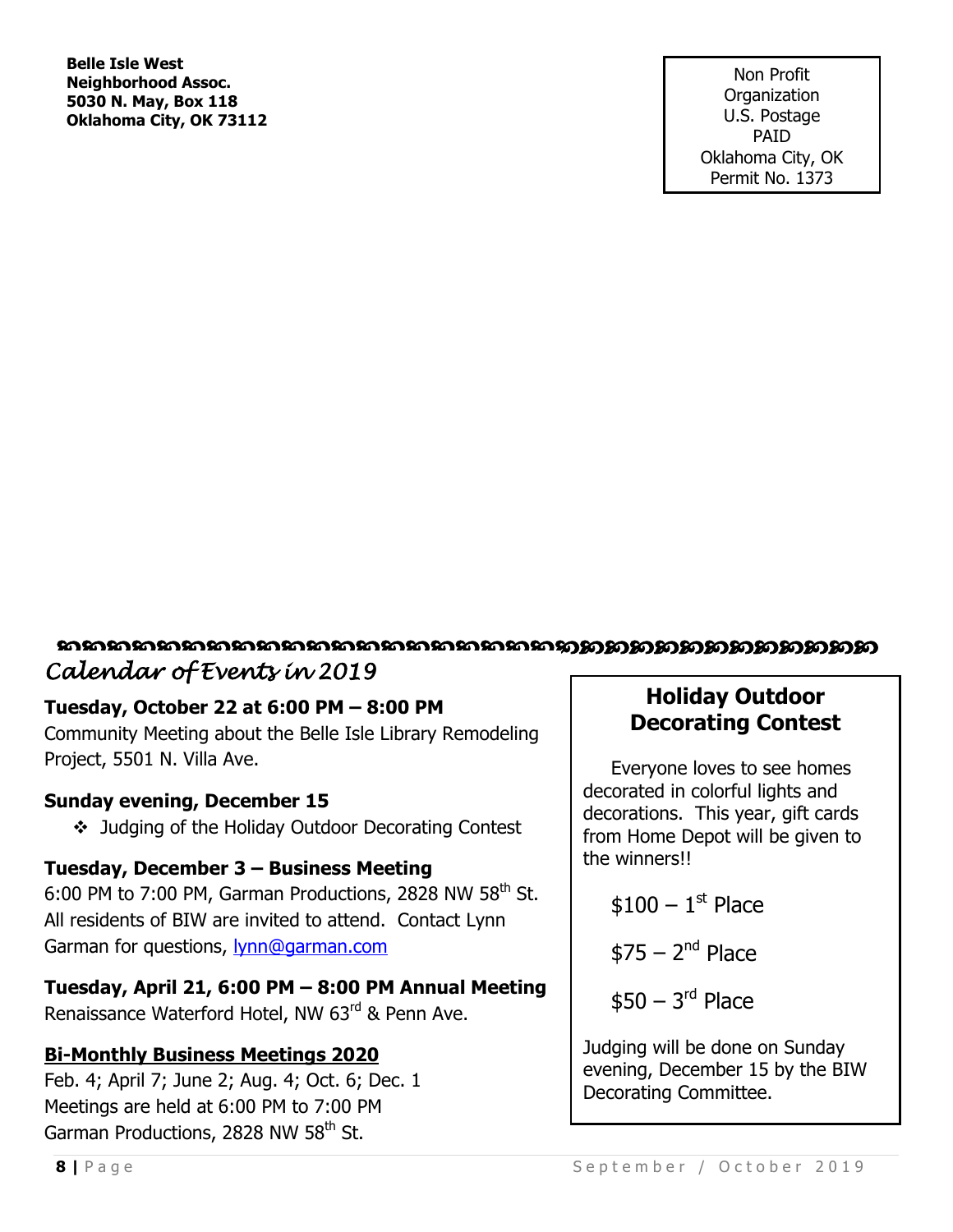**Belle Isle West**
**Neighborhood Assoc.**
**5030 N. May, Box 118**
**Oklahoma City, OK 73112**

Non Profit
Organization
U.S. Postage
PAID
Oklahoma City, OK
Permit No. 1373

## *Calendar of Events in 2019*

**Tuesday, October 22 at 6:00 PM – 8:00 PM**
Community Meeting about the Belle Isle Library Remodeling Project, 5501 N. Villa Ave.

**Sunday evening, December 15**

- Judging of the Holiday Outdoor Decorating Contest

**Tuesday, December 3 – Business Meeting**
6:00 PM to 7:00 PM, Garman Productions, 2828 NW 58th St. All residents of BIW are invited to attend. Contact Lynn Garman for questions, lynn@garman.com

**Tuesday, April 21, 6:00 PM – 8:00 PM Annual Meeting**
Renaissance Waterford Hotel, NW 63rd & Penn Ave.

**Bi-Monthly Business Meetings 2020**
Feb. 4; April 7; June 2; Aug. 4; Oct. 6; Dec. 1
Meetings are held at 6:00 PM to 7:00 PM
Garman Productions, 2828 NW 58th St.

### Holiday Outdoor Decorating Contest

Everyone loves to see homes decorated in colorful lights and decorations. This year, gift cards from Home Depot will be given to the winners!!

$100 – 1st Place

$75 – 2nd Place

$50 – 3rd Place

Judging will be done on Sunday evening, December 15 by the BIW Decorating Committee.